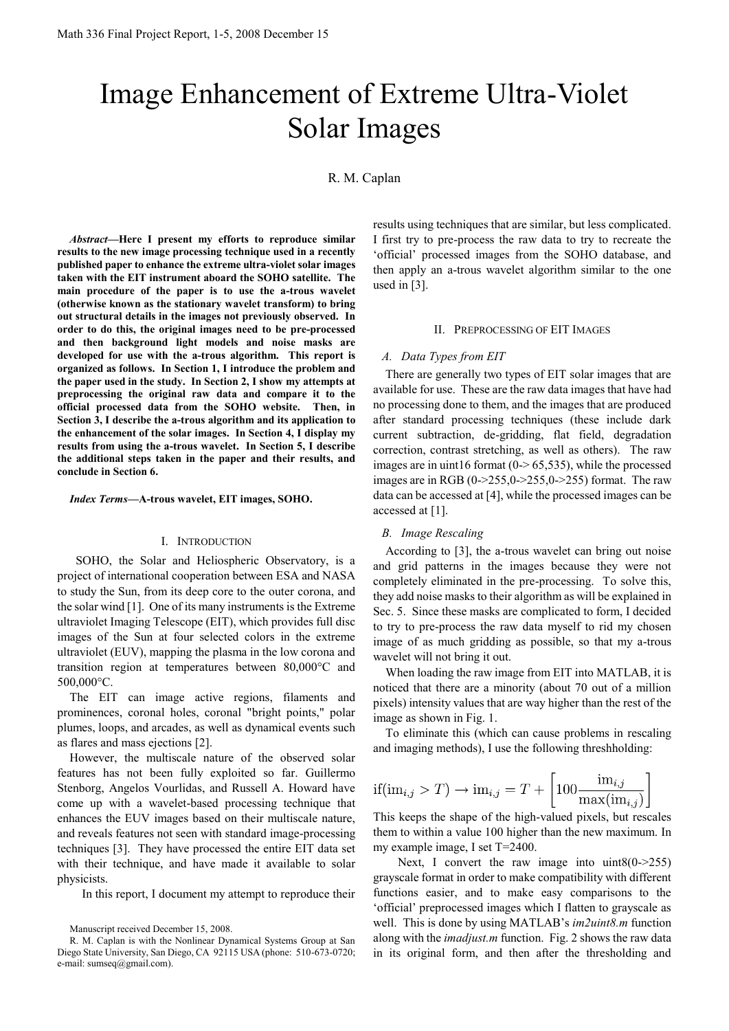# Image Enhancement of Extreme Ultra-Violet Solar Images

R. M. Caplan

***Abstract*—Here I present my efforts to reproduce similar results to the new image processing technique used in a recently published paper to enhance the extreme ultra-violet solar images taken with the EIT instrument aboard the SOHO satellite. The main procedure of the paper is to use the a-trous wavelet (otherwise known as the stationary wavelet transform) to bring out structural details in the images not previously observed. In order to do this, the original images need to be pre-processed and then background light models and noise masks are developed for use with the a-trous algorithm. This report is organized as follows. In Section 1, I introduce the problem and the paper used in the study. In Section 2, I show my attempts at preprocessing the original raw data and compare it to the official processed data from the SOHO website. Then, in Section 3, I describe the a-trous algorithm and its application to the enhancement of the solar images. In Section 4, I display my results from using the a-trous wavelet. In Section 5, I describe the additional steps taken in the paper and their results, and conclude in Section 6.**

***Index Terms*—A-trous wavelet, EIT images, SOHO.**

## I. Introduction

SOHO, the Solar and Heliospheric Observatory, is a project of international cooperation between ESA and NASA to study the Sun, from its deep core to the outer corona, and the solar wind [1]. One of its many instruments is the Extreme ultraviolet Imaging Telescope (EIT), which provides full disc images of the Sun at four selected colors in the extreme ultraviolet (EUV), mapping the plasma in the low corona and transition region at temperatures between 80,000°C and 500,000°C.

The EIT can image active regions, filaments and prominences, coronal holes, coronal "bright points," polar plumes, loops, and arcades, as well as dynamical events such as flares and mass ejections [2].

However, the multiscale nature of the observed solar features has not been fully exploited so far. Guillermo Stenborg, Angelos Vourlidas, and Russell A. Howard have come up with a wavelet-based processing technique that enhances the EUV images based on their multiscale nature, and reveals features not seen with standard image-processing techniques [3]. They have processed the entire EIT data set with their technique, and have made it available to solar physicists.

In this report, I document my attempt to reproduce their results using techniques that are similar, but less complicated. I first try to pre-process the raw data to try to recreate the 'official' processed images from the SOHO database, and then apply an a-trous wavelet algorithm similar to the one used in [3].

## II. Preprocessing of EIT Images

### A. Data Types from EIT

There are generally two types of EIT solar images that are available for use. These are the raw data images that have had no processing done to them, and the images that are produced after standard processing techniques (these include dark current subtraction, de-gridding, flat field, degradation correction, contrast stretching, as well as others). The raw images are in uint16 format (0-> 65,535), while the processed images are in RGB (0->255,0->255,0->255) format. The raw data can be accessed at [4], while the processed images can be accessed at [1].

### B. Image Rescaling

According to [3], the a-trous wavelet can bring out noise and grid patterns in the images because they were not completely eliminated in the pre-processing. To solve this, they add noise masks to their algorithm as will be explained in Sec. 5. Since these masks are complicated to form, I decided to try to pre-process the raw data myself to rid my chosen image of as much gridding as possible, so that my a-trous wavelet will not bring it out.

When loading the raw image from EIT into MATLAB, it is noticed that there are a minority (about 70 out of a million pixels) intensity values that are way higher than the rest of the image as shown in Fig. 1.

To eliminate this (which can cause problems in rescaling and imaging methods), I use the following threshholding:

$$\text{if}(\text{im}_{i,j} > T) \rightarrow \text{im}_{i,j} = T + \left[100\frac{\text{im}_{i,j}}{\max(\text{im}_{i,j})}\right]$$

This keeps the shape of the high-valued pixels, but rescales them to within a value 100 higher than the new maximum. In my example image, I set T=2400.

Next, I convert the raw image into uint8(0->255) grayscale format in order to make compatibility with different functions easier, and to make easy comparisons to the 'official' preprocessed images which I flatten to grayscale as well. This is done by using MATLAB's *im2uint8.m* function along with the *imadjust.m* function. Fig. 2 shows the raw data in its original form, and then after the thresholding and

Manuscript received December 15, 2008.

R. M. Caplan is with the Nonlinear Dynamical Systems Group at San Diego State University, San Diego, CA 92115 USA (phone: 510-673-0720; e-mail: sumseq@gmail.com).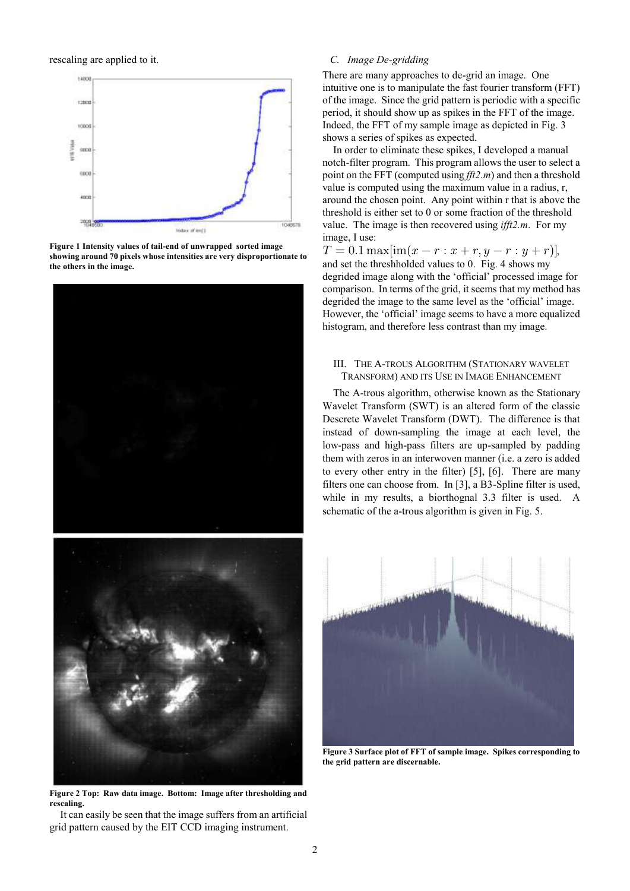rescaling are applied to it.

**Figure 1 Intensity values of tail-end of unwrapped sorted image showing around 70 pixels whose intensities are very disproportionate to the others in the image.**

**Figure 2 Top: Raw data image. Bottom: Image after thresholding and rescaling.**

It can easily be seen that the image suffers from an artificial grid pattern caused by the EIT CCD imaging instrument.

### *C. Image De-gridding*

There are many approaches to de-grid an image. One intuitive one is to manipulate the fast fourier transform (FFT) of the image. Since the grid pattern is periodic with a specific period, it should show up as spikes in the FFT of the image. Indeed, the FFT of my sample image as depicted in Fig. 3 shows a series of spikes as expected.

In order to eliminate these spikes, I developed a manual notch-filter program. This program allows the user to select a point on the FFT (computed using *fft2.m*) and then a threshold value is computed using the maximum value in a radius, r, around the chosen point. Any point within r that is above the threshold is either set to 0 or some fraction of the threshold value. The image is then recovered using *ifft2.m*. For my image, I use:

$T = 0.1\max[\mathrm{im}(x-r:x+r, y-r:y+r)]$,

and set the threshholded values to 0. Fig. 4 shows my degrided image along with the 'official' processed image for comparison. In terms of the grid, it seems that my method has degrided the image to the same level as the 'official' image. However, the 'official' image seems to have a more equalized histogram, and therefore less contrast than my image.

## III. The A-trous Algorithm (Stationary Wavelet Transform) and its Use in Image Enhancement

The A-trous algorithm, otherwise known as the Stationary Wavelet Transform (SWT) is an altered form of the classic Descrete Wavelet Transform (DWT). The difference is that instead of down-sampling the image at each level, the low-pass and high-pass filters are up-sampled by padding them with zeros in an interwoven manner (i.e. a zero is added to every other entry in the filter) [5], [6]. There are many filters one can choose from. In [3], a B3-Spline filter is used, while in my results, a biorthognal 3.3 filter is used. A schematic of the a-trous algorithm is given in Fig. 5.

**Figure 3 Surface plot of FFT of sample image. Spikes corresponding to the grid pattern are discernable.**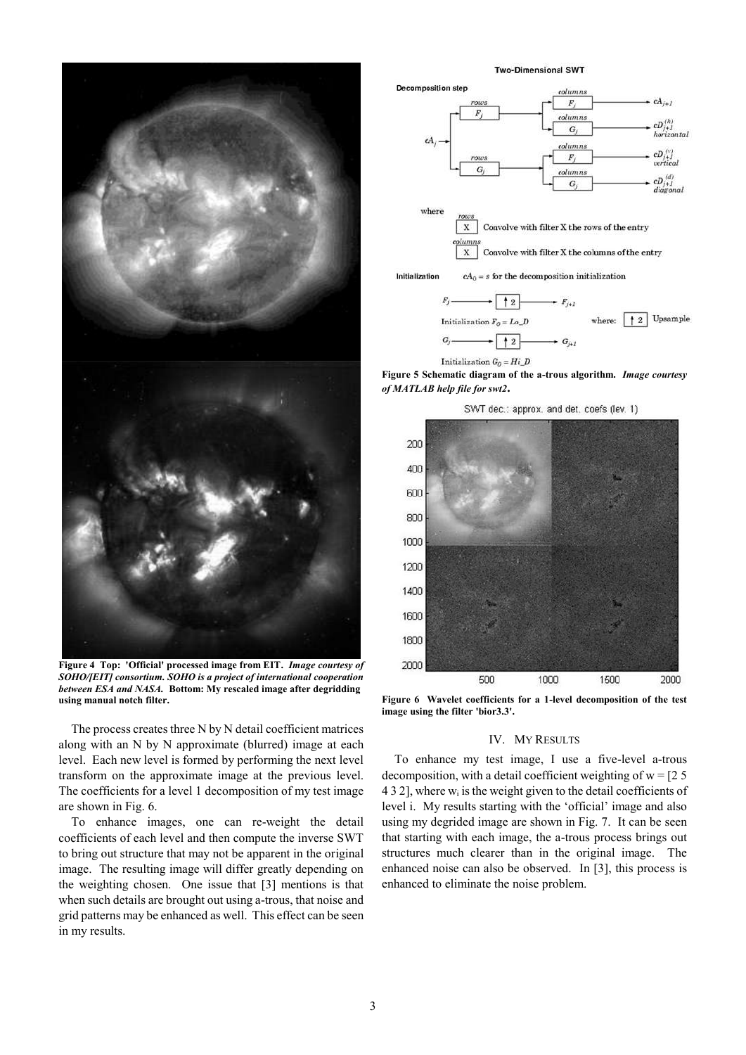**Figure 4 Top: 'Official' processed image from EIT.** ***Image courtesy of SOHO/[EIT] consortium. SOHO is a project of international cooperation between ESA and NASA.*** **Bottom: My rescaled image after degridding using manual notch filter.**

The process creates three N by N detail coefficient matrices along with an N by N approximate (blurred) image at each level. Each new level is formed by performing the next level transform on the approximate image at the previous level. The coefficients for a level 1 decomposition of my test image are shown in Fig. 6.

To enhance images, one can re-weight the detail coefficients of each level and then compute the inverse SWT to bring out structure that may not be apparent in the original image. The resulting image will differ greatly depending on the weighting chosen. One issue that [3] mentions is that when such details are brought out using a-trous, that noise and grid patterns may be enhanced as well. This effect can be seen in my results.

**Figure 5 Schematic diagram of the a-trous algorithm.** ***Image courtesy of MATLAB help file for swt2*.**

**Figure 6 Wavelet coefficients for a 1-level decomposition of the test image using the filter 'bior3.3'.**

## IV. My Results

To enhance my test image, I use a five-level a-trous decomposition, with a detail coefficient weighting of w = [2 5 4 3 2], where $w_i$ is the weight given to the detail coefficients of level i. My results starting with the 'official' image and also using my degrided image are shown in Fig. 7. It can be seen that starting with each image, the a-trous process brings out structures much clearer than in the original image. The enhanced noise can also be observed. In [3], this process is enhanced to eliminate the noise problem.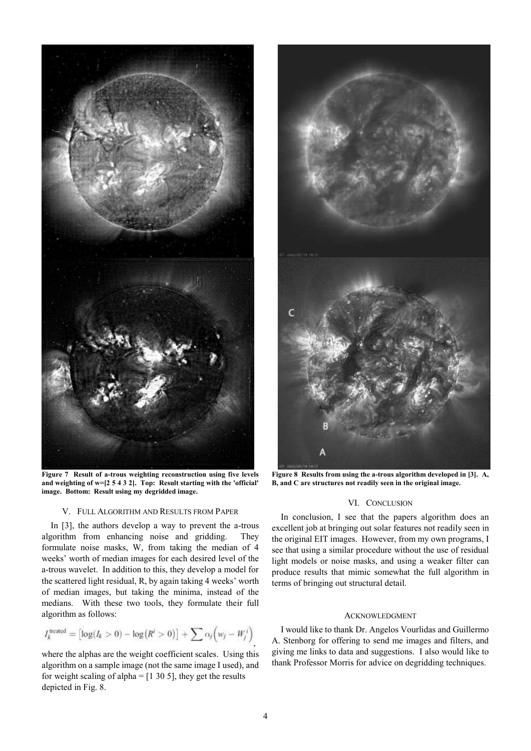**Figure 7 Result of a-trous weighting reconstruction using five levels and weighting of w=[2 5 4 3 2]. Top: Result starting with the 'official' image. Bottom: Result using my degridded image.**

**Figure 8 Results from using the a-trous algorithm developed in [3]. A, B, and C are structures not readily seen in the original image.**

## V. FULL ALGORITHM AND RESULTS FROM PAPER

In [3], the authors develop a way to prevent the a-trous algorithm from enhancing noise and gridding. They formulate noise masks, W, from taking the median of 4 weeks' worth of median images for each desired level of the a-trous wavelet. In addition to this, they develop a model for the scattered light residual, R, by again taking 4 weeks' worth of median images, but taking the minima, instead of the medians. With these two tools, they formulate their full algorithm as follows:

$$I_k^{\text{treated}} = \left[\log(I_k > 0) - \log\left(R^i > 0\right)\right] + \sum \alpha_j \left(w_j - W_j^i\right),$$

where the alphas are the weight coefficient scales. Using this algorithm on a sample image (not the same image I used), and for weight scaling of alpha = [1 30 5], they get the results depicted in Fig. 8.

## VI. CONCLUSION

In conclusion, I see that the papers algorithm does an excellent job at bringing out solar features not readily seen in the original EIT images. However, from my own programs, I see that using a similar procedure without the use of residual light models or noise masks, and using a weaker filter can produce results that mimic somewhat the full algorithm in terms of bringing out structural detail.

## ACKNOWLEDGMENT

I would like to thank Dr. Angelos Vourlidas and Guillermo A. Stenborg for offering to send me images and filters, and giving me links to data and suggestions. I also would like to thank Professor Morris for advice on degridding techniques.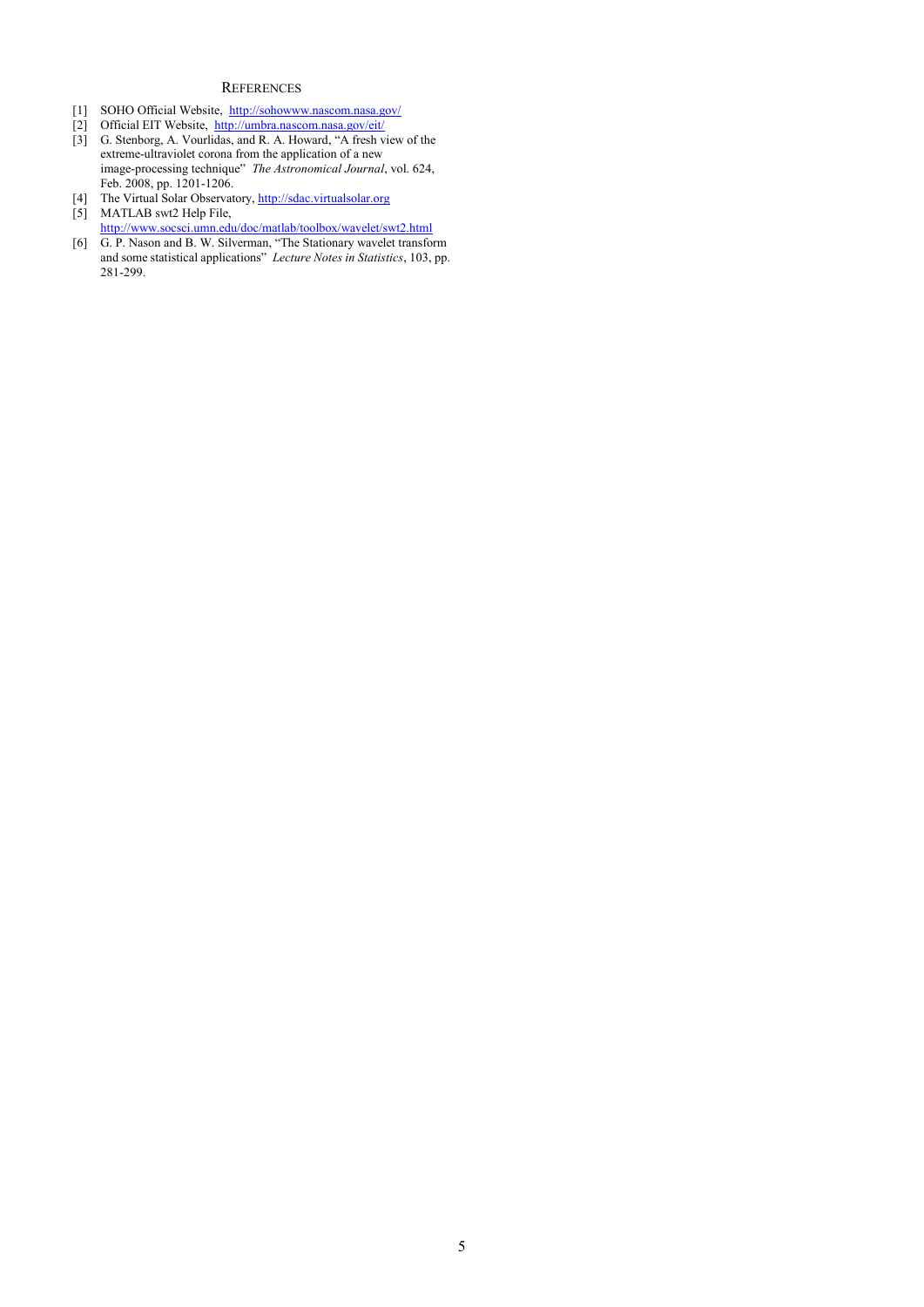## REFERENCES

[1] SOHO Official Website, http://sohowww.nascom.nasa.gov/

[2] Official EIT Website, http://umbra.nascom.nasa.gov/eit/

[3] G. Stenborg, A. Vourlidas, and R. A. Howard, "A fresh view of the extreme-ultraviolet corona from the application of a new image-processing technique" *The Astronomical Journal*, vol. 624, Feb. 2008, pp. 1201-1206.

[4] The Virtual Solar Observatory, http://sdac.virtualsolar.org

[5] MATLAB swt2 Help File, http://www.socsci.umn.edu/doc/matlab/toolbox/wavelet/swt2.html

[6] G. P. Nason and B. W. Silverman, "The Stationary wavelet transform and some statistical applications" *Lecture Notes in Statistics*, 103, pp. 281-299.